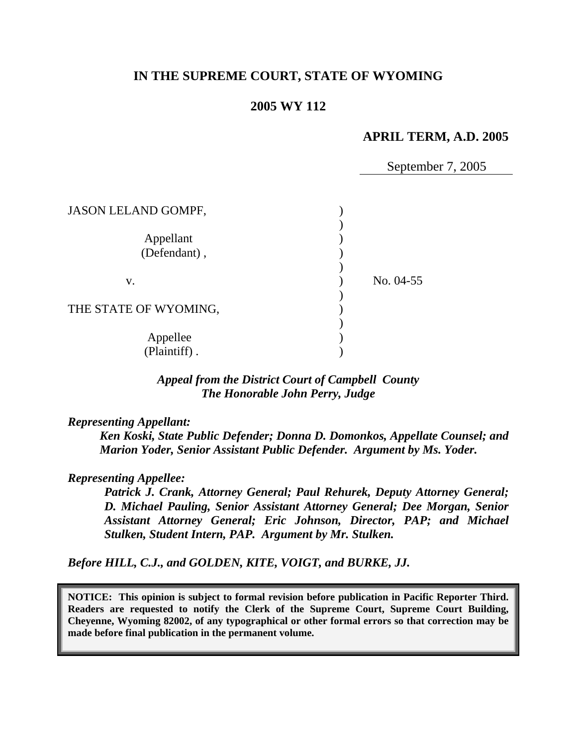**IN THE SUPREME COURT, STATE OF WYOMING**

**2005 WY 112**

**APRIL TERM, A.D. 2005**

September 7, 2005

| | | |
|---|---|---|
| JASON LELAND GOMPF, | ) | |
| | ) | |
| Appellant | ) | |
| (Defendant) , | ) | |
| | ) | |
| v. | ) | No. 04-55 |
| | ) | |
| THE STATE OF WYOMING, | ) | |
| | ) | |
| Appellee | ) | |
| (Plaintiff) . | ) | |

***Appeal from the District Court of Campbell County***
***The Honorable John Perry, Judge***

***Representing Appellant:***

***Ken Koski, State Public Defender; Donna D. Domonkos, Appellate Counsel; and Marion Yoder, Senior Assistant Public Defender. Argument by Ms. Yoder.***

***Representing Appellee:***

***Patrick J. Crank, Attorney General; Paul Rehurek, Deputy Attorney General; D. Michael Pauling, Senior Assistant Attorney General; Dee Morgan, Senior Assistant Attorney General; Eric Johnson, Director, PAP; and Michael Stulken, Student Intern, PAP. Argument by Mr. Stulken.***

***Before HILL, C.J., and GOLDEN, KITE, VOIGT, and BURKE, JJ.***

**NOTICE: This opinion is subject to formal revision before publication in Pacific Reporter Third. Readers are requested to notify the Clerk of the Supreme Court, Supreme Court Building, Cheyenne, Wyoming 82002, of any typographical or other formal errors so that correction may be made before final publication in the permanent volume.**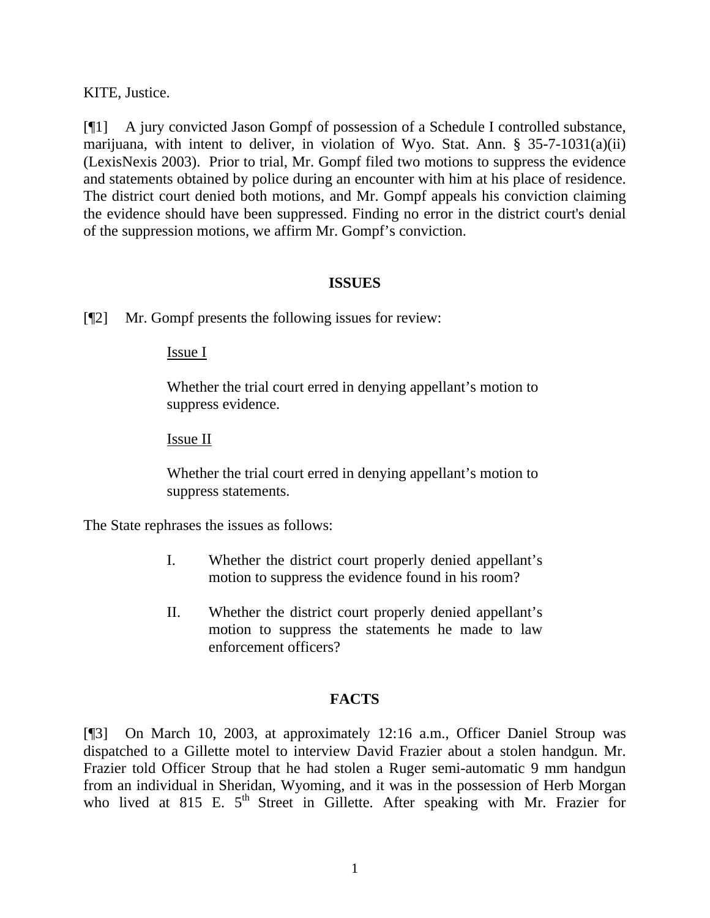KITE, Justice.

[¶1] A jury convicted Jason Gompf of possession of a Schedule I controlled substance, marijuana, with intent to deliver, in violation of Wyo. Stat. Ann. § 35-7-1031(a)(ii) (LexisNexis 2003). Prior to trial, Mr. Gompf filed two motions to suppress the evidence and statements obtained by police during an encounter with him at his place of residence. The district court denied both motions, and Mr. Gompf appeals his conviction claiming the evidence should have been suppressed. Finding no error in the district court's denial of the suppression motions, we affirm Mr. Gompf's conviction.

**ISSUES**

[¶2] Mr. Gompf presents the following issues for review:

> Issue I
>
> Whether the trial court erred in denying appellant's motion to suppress evidence.
>
> Issue II
>
> Whether the trial court erred in denying appellant's motion to suppress statements.

The State rephrases the issues as follows:

> I. Whether the district court properly denied appellant's motion to suppress the evidence found in his room?
>
> II. Whether the district court properly denied appellant's motion to suppress the statements he made to law enforcement officers?

**FACTS**

[¶3] On March 10, 2003, at approximately 12:16 a.m., Officer Daniel Stroup was dispatched to a Gillette motel to interview David Frazier about a stolen handgun. Mr. Frazier told Officer Stroup that he had stolen a Ruger semi-automatic 9 mm handgun from an individual in Sheridan, Wyoming, and it was in the possession of Herb Morgan who lived at 815 E. 5th Street in Gillette. After speaking with Mr. Frazier for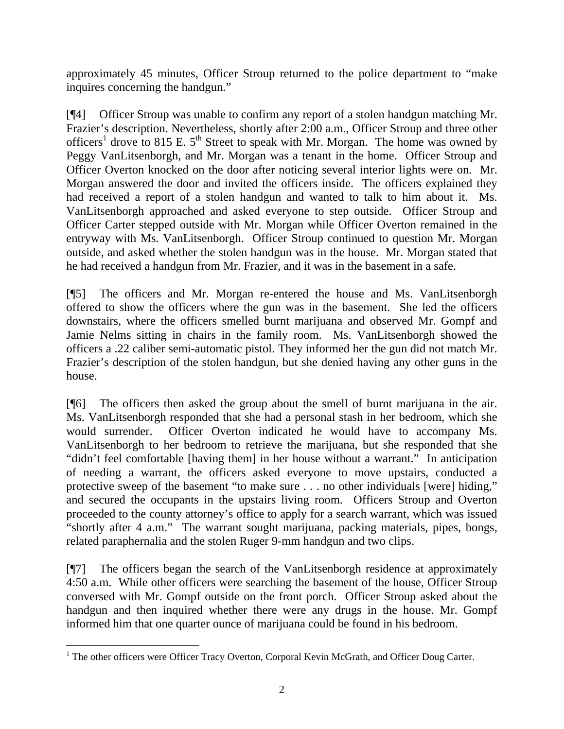approximately 45 minutes, Officer Stroup returned to the police department to "make inquires concerning the handgun."

[¶4] Officer Stroup was unable to confirm any report of a stolen handgun matching Mr. Frazier's description. Nevertheless, shortly after 2:00 a.m., Officer Stroup and three other officers[1] drove to 815 E. 5th Street to speak with Mr. Morgan. The home was owned by Peggy VanLitsenborgh, and Mr. Morgan was a tenant in the home. Officer Stroup and Officer Overton knocked on the door after noticing several interior lights were on. Mr. Morgan answered the door and invited the officers inside. The officers explained they had received a report of a stolen handgun and wanted to talk to him about it. Ms. VanLitsenborgh approached and asked everyone to step outside. Officer Stroup and Officer Carter stepped outside with Mr. Morgan while Officer Overton remained in the entryway with Ms. VanLitsenborgh. Officer Stroup continued to question Mr. Morgan outside, and asked whether the stolen handgun was in the house. Mr. Morgan stated that he had received a handgun from Mr. Frazier, and it was in the basement in a safe.

[¶5] The officers and Mr. Morgan re-entered the house and Ms. VanLitsenborgh offered to show the officers where the gun was in the basement. She led the officers downstairs, where the officers smelled burnt marijuana and observed Mr. Gompf and Jamie Nelms sitting in chairs in the family room. Ms. VanLitsenborgh showed the officers a .22 caliber semi-automatic pistol. They informed her the gun did not match Mr. Frazier's description of the stolen handgun, but she denied having any other guns in the house.

[¶6] The officers then asked the group about the smell of burnt marijuana in the air. Ms. VanLitsenborgh responded that she had a personal stash in her bedroom, which she would surrender. Officer Overton indicated he would have to accompany Ms. VanLitsenborgh to her bedroom to retrieve the marijuana, but she responded that she "didn't feel comfortable [having them] in her house without a warrant." In anticipation of needing a warrant, the officers asked everyone to move upstairs, conducted a protective sweep of the basement "to make sure . . . no other individuals [were] hiding," and secured the occupants in the upstairs living room. Officers Stroup and Overton proceeded to the county attorney's office to apply for a search warrant, which was issued "shortly after 4 a.m." The warrant sought marijuana, packing materials, pipes, bongs, related paraphernalia and the stolen Ruger 9-mm handgun and two clips.

[¶7] The officers began the search of the VanLitsenborgh residence at approximately 4:50 a.m. While other officers were searching the basement of the house, Officer Stroup conversed with Mr. Gompf outside on the front porch. Officer Stroup asked about the handgun and then inquired whether there were any drugs in the house. Mr. Gompf informed him that one quarter ounce of marijuana could be found in his bedroom.

---

[1] The other officers were Officer Tracy Overton, Corporal Kevin McGrath, and Officer Doug Carter.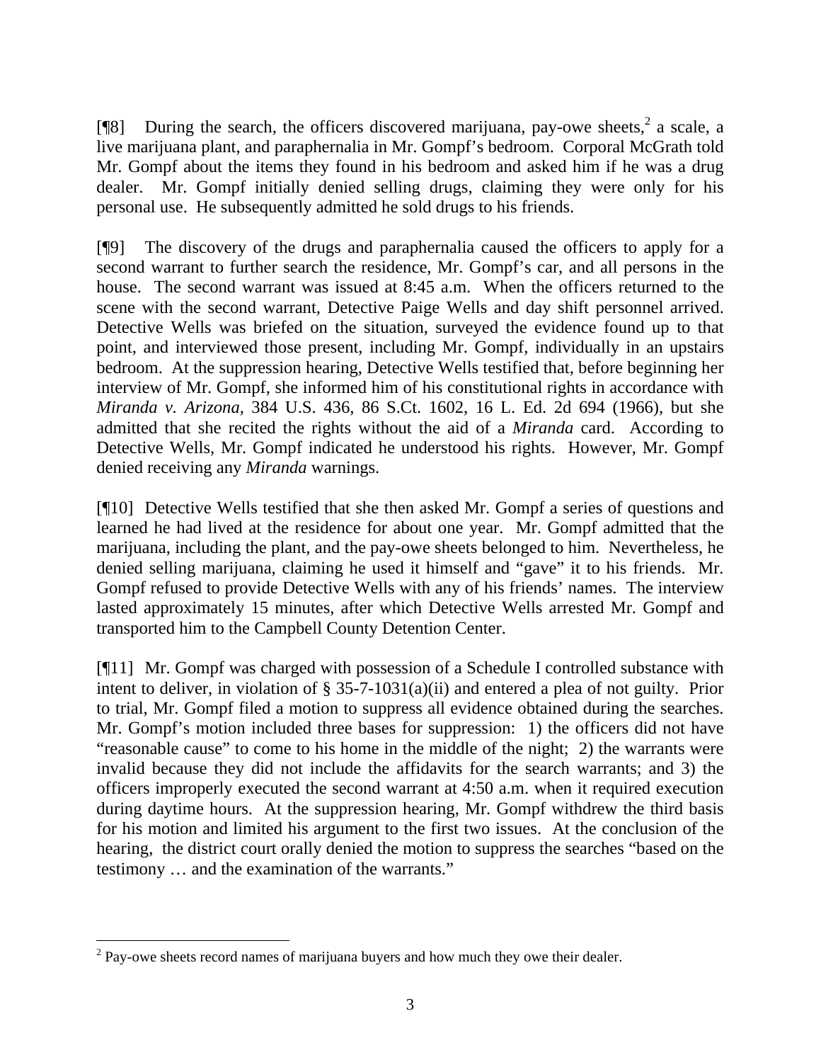[¶8] During the search, the officers discovered marijuana, pay-owe sheets,[2] a scale, a live marijuana plant, and paraphernalia in Mr. Gompf's bedroom. Corporal McGrath told Mr. Gompf about the items they found in his bedroom and asked him if he was a drug dealer. Mr. Gompf initially denied selling drugs, claiming they were only for his personal use. He subsequently admitted he sold drugs to his friends.

[¶9] The discovery of the drugs and paraphernalia caused the officers to apply for a second warrant to further search the residence, Mr. Gompf's car, and all persons in the house. The second warrant was issued at 8:45 a.m. When the officers returned to the scene with the second warrant, Detective Paige Wells and day shift personnel arrived. Detective Wells was briefed on the situation, surveyed the evidence found up to that point, and interviewed those present, including Mr. Gompf, individually in an upstairs bedroom. At the suppression hearing, Detective Wells testified that, before beginning her interview of Mr. Gompf, she informed him of his constitutional rights in accordance with *Miranda v. Arizona*, 384 U.S. 436, 86 S.Ct. 1602, 16 L. Ed. 2d 694 (1966), but she admitted that she recited the rights without the aid of a *Miranda* card. According to Detective Wells, Mr. Gompf indicated he understood his rights. However, Mr. Gompf denied receiving any *Miranda* warnings.

[¶10] Detective Wells testified that she then asked Mr. Gompf a series of questions and learned he had lived at the residence for about one year. Mr. Gompf admitted that the marijuana, including the plant, and the pay-owe sheets belonged to him. Nevertheless, he denied selling marijuana, claiming he used it himself and "gave" it to his friends. Mr. Gompf refused to provide Detective Wells with any of his friends' names. The interview lasted approximately 15 minutes, after which Detective Wells arrested Mr. Gompf and transported him to the Campbell County Detention Center.

[¶11] Mr. Gompf was charged with possession of a Schedule I controlled substance with intent to deliver, in violation of § 35-7-1031(a)(ii) and entered a plea of not guilty. Prior to trial, Mr. Gompf filed a motion to suppress all evidence obtained during the searches. Mr. Gompf's motion included three bases for suppression: 1) the officers did not have "reasonable cause" to come to his home in the middle of the night; 2) the warrants were invalid because they did not include the affidavits for the search warrants; and 3) the officers improperly executed the second warrant at 4:50 a.m. when it required execution during daytime hours. At the suppression hearing, Mr. Gompf withdrew the third basis for his motion and limited his argument to the first two issues. At the conclusion of the hearing, the district court orally denied the motion to suppress the searches "based on the testimony … and the examination of the warrants."

---

[2] Pay-owe sheets record names of marijuana buyers and how much they owe their dealer.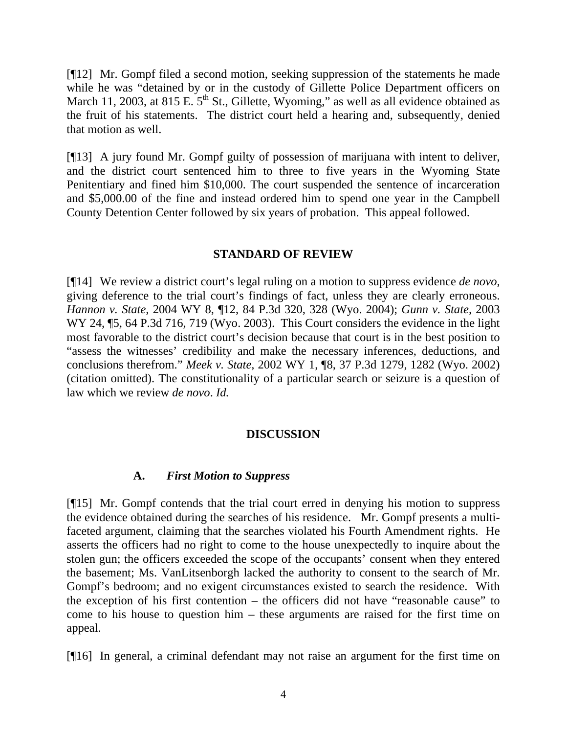[¶12] Mr. Gompf filed a second motion, seeking suppression of the statements he made while he was "detained by or in the custody of Gillette Police Department officers on March 11, 2003, at 815 E. 5th St., Gillette, Wyoming," as well as all evidence obtained as the fruit of his statements. The district court held a hearing and, subsequently, denied that motion as well.

[¶13] A jury found Mr. Gompf guilty of possession of marijuana with intent to deliver, and the district court sentenced him to three to five years in the Wyoming State Penitentiary and fined him $10,000. The court suspended the sentence of incarceration and $5,000.00 of the fine and instead ordered him to spend one year in the Campbell County Detention Center followed by six years of probation. This appeal followed.

## STANDARD OF REVIEW

[¶14] We review a district court's legal ruling on a motion to suppress evidence *de novo,* giving deference to the trial court's findings of fact, unless they are clearly erroneous. *Hannon v. State,* 2004 WY 8, ¶12, 84 P.3d 320, 328 (Wyo. 2004); *Gunn v. State,* 2003 WY 24, ¶5, 64 P.3d 716, 719 (Wyo. 2003). This Court considers the evidence in the light most favorable to the district court's decision because that court is in the best position to "assess the witnesses' credibility and make the necessary inferences, deductions, and conclusions therefrom." *Meek v. State,* 2002 WY 1, ¶8, 37 P.3d 1279, 1282 (Wyo. 2002) (citation omitted). The constitutionality of a particular search or seizure is a question of law which we review *de novo*. *Id.*

## DISCUSSION

### A. *First Motion to Suppress*

[¶15] Mr. Gompf contends that the trial court erred in denying his motion to suppress the evidence obtained during the searches of his residence. Mr. Gompf presents a multi-faceted argument, claiming that the searches violated his Fourth Amendment rights. He asserts the officers had no right to come to the house unexpectedly to inquire about the stolen gun; the officers exceeded the scope of the occupants' consent when they entered the basement; Ms. VanLitsenborgh lacked the authority to consent to the search of Mr. Gompf's bedroom; and no exigent circumstances existed to search the residence. With the exception of his first contention – the officers did not have "reasonable cause" to come to his house to question him – these arguments are raised for the first time on appeal.

[¶16] In general, a criminal defendant may not raise an argument for the first time on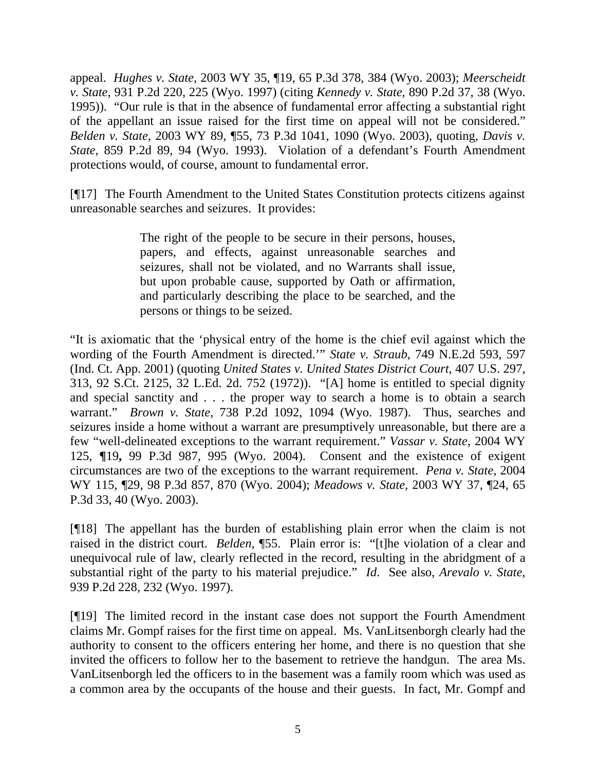appeal. *Hughes v. State,* 2003 WY 35, ¶19, 65 P.3d 378, 384 (Wyo. 2003); *Meerscheidt v. State,* 931 P.2d 220, 225 (Wyo. 1997) (citing *Kennedy v. State,* 890 P.2d 37, 38 (Wyo. 1995)). "Our rule is that in the absence of fundamental error affecting a substantial right of the appellant an issue raised for the first time on appeal will not be considered." *Belden v. State,* 2003 WY 89, ¶55, 73 P.3d 1041, 1090 (Wyo. 2003), quoting, *Davis v. State,* 859 P.2d 89, 94 (Wyo. 1993). Violation of a defendant's Fourth Amendment protections would, of course, amount to fundamental error.

[¶17] The Fourth Amendment to the United States Constitution protects citizens against unreasonable searches and seizures. It provides:

> The right of the people to be secure in their persons, houses, papers, and effects, against unreasonable searches and seizures, shall not be violated, and no Warrants shall issue, but upon probable cause, supported by Oath or affirmation, and particularly describing the place to be searched, and the persons or things to be seized.

"It is axiomatic that the 'physical entry of the home is the chief evil against which the wording of the Fourth Amendment is directed.'" *State v. Straub,* 749 N.E.2d 593, 597 (Ind. Ct. App. 2001) (quoting *United States v. United States District Court,* 407 U.S. 297, 313, 92 S.Ct. 2125, 32 L.Ed. 2d. 752 (1972)). "[A] home is entitled to special dignity and special sanctity and . . . the proper way to search a home is to obtain a search warrant." *Brown v. State,* 738 P.2d 1092, 1094 (Wyo. 1987). Thus, searches and seizures inside a home without a warrant are presumptively unreasonable, but there are a few "well-delineated exceptions to the warrant requirement." *Vassar v. State,* 2004 WY 125, **¶**19**,** 99 P.3d 987, 995 (Wyo. 2004). Consent and the existence of exigent circumstances are two of the exceptions to the warrant requirement. *Pena v. State,* 2004 WY 115, ¶29, 98 P.3d 857, 870 (Wyo. 2004); *Meadows v. State,* 2003 WY 37, ¶24, 65 P.3d 33, 40 (Wyo. 2003).

[¶18] The appellant has the burden of establishing plain error when the claim is not raised in the district court. *Belden,* ¶55. Plain error is: "[t]he violation of a clear and unequivocal rule of law, clearly reflected in the record, resulting in the abridgment of a substantial right of the party to his material prejudice." *Id*. See also, *Arevalo v. State,* 939 P.2d 228, 232 (Wyo. 1997).

[¶19] The limited record in the instant case does not support the Fourth Amendment claims Mr. Gompf raises for the first time on appeal. Ms. VanLitsenborgh clearly had the authority to consent to the officers entering her home, and there is no question that she invited the officers to follow her to the basement to retrieve the handgun. The area Ms. VanLitsenborgh led the officers to in the basement was a family room which was used as a common area by the occupants of the house and their guests. In fact, Mr. Gompf and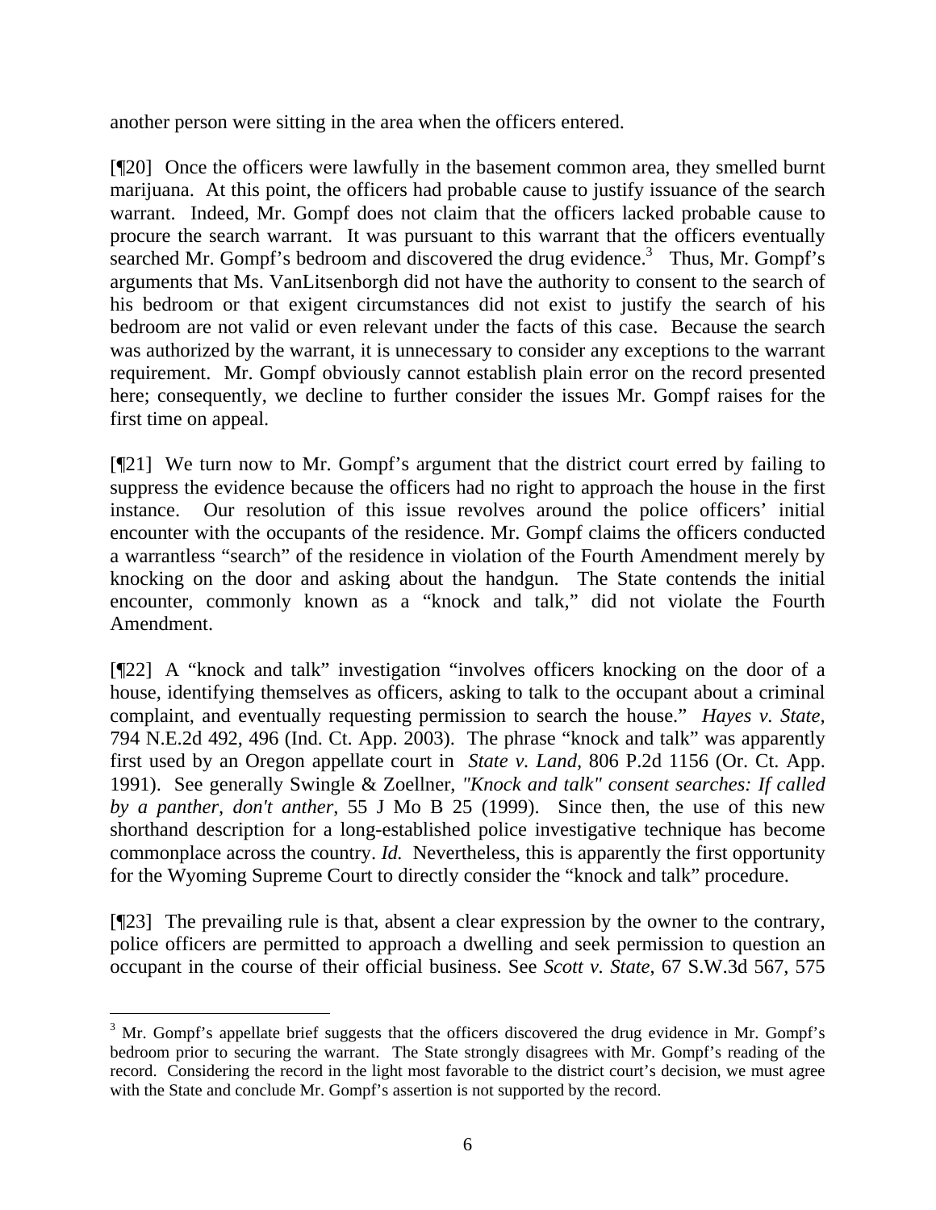another person were sitting in the area when the officers entered.

[¶20] Once the officers were lawfully in the basement common area, they smelled burnt marijuana. At this point, the officers had probable cause to justify issuance of the search warrant. Indeed, Mr. Gompf does not claim that the officers lacked probable cause to procure the search warrant. It was pursuant to this warrant that the officers eventually searched Mr. Gompf's bedroom and discovered the drug evidence.[3] Thus, Mr. Gompf's arguments that Ms. VanLitsenborgh did not have the authority to consent to the search of his bedroom or that exigent circumstances did not exist to justify the search of his bedroom are not valid or even relevant under the facts of this case. Because the search was authorized by the warrant, it is unnecessary to consider any exceptions to the warrant requirement. Mr. Gompf obviously cannot establish plain error on the record presented here; consequently, we decline to further consider the issues Mr. Gompf raises for the first time on appeal.

[¶21] We turn now to Mr. Gompf's argument that the district court erred by failing to suppress the evidence because the officers had no right to approach the house in the first instance. Our resolution of this issue revolves around the police officers' initial encounter with the occupants of the residence. Mr. Gompf claims the officers conducted a warrantless "search" of the residence in violation of the Fourth Amendment merely by knocking on the door and asking about the handgun. The State contends the initial encounter, commonly known as a "knock and talk," did not violate the Fourth Amendment.

[¶22] A "knock and talk" investigation "involves officers knocking on the door of a house, identifying themselves as officers, asking to talk to the occupant about a criminal complaint, and eventually requesting permission to search the house." *Hayes v. State,* 794 N.E.2d 492, 496 (Ind. Ct. App. 2003). The phrase "knock and talk" was apparently first used by an Oregon appellate court in *State v. Land*, 806 P.2d 1156 (Or. Ct. App. 1991). See generally Swingle & Zoellner, *"Knock and talk" consent searches: If called by a panther, don't anther*, 55 J Mo B 25 (1999). Since then, the use of this new shorthand description for a long-established police investigative technique has become commonplace across the country. *Id.* Nevertheless, this is apparently the first opportunity for the Wyoming Supreme Court to directly consider the "knock and talk" procedure.

[¶23] The prevailing rule is that, absent a clear expression by the owner to the contrary, police officers are permitted to approach a dwelling and seek permission to question an occupant in the course of their official business. See *Scott v. State*, 67 S.W.3d 567, 575

---

[3] Mr. Gompf's appellate brief suggests that the officers discovered the drug evidence in Mr. Gompf's bedroom prior to securing the warrant. The State strongly disagrees with Mr. Gompf's reading of the record. Considering the record in the light most favorable to the district court's decision, we must agree with the State and conclude Mr. Gompf's assertion is not supported by the record.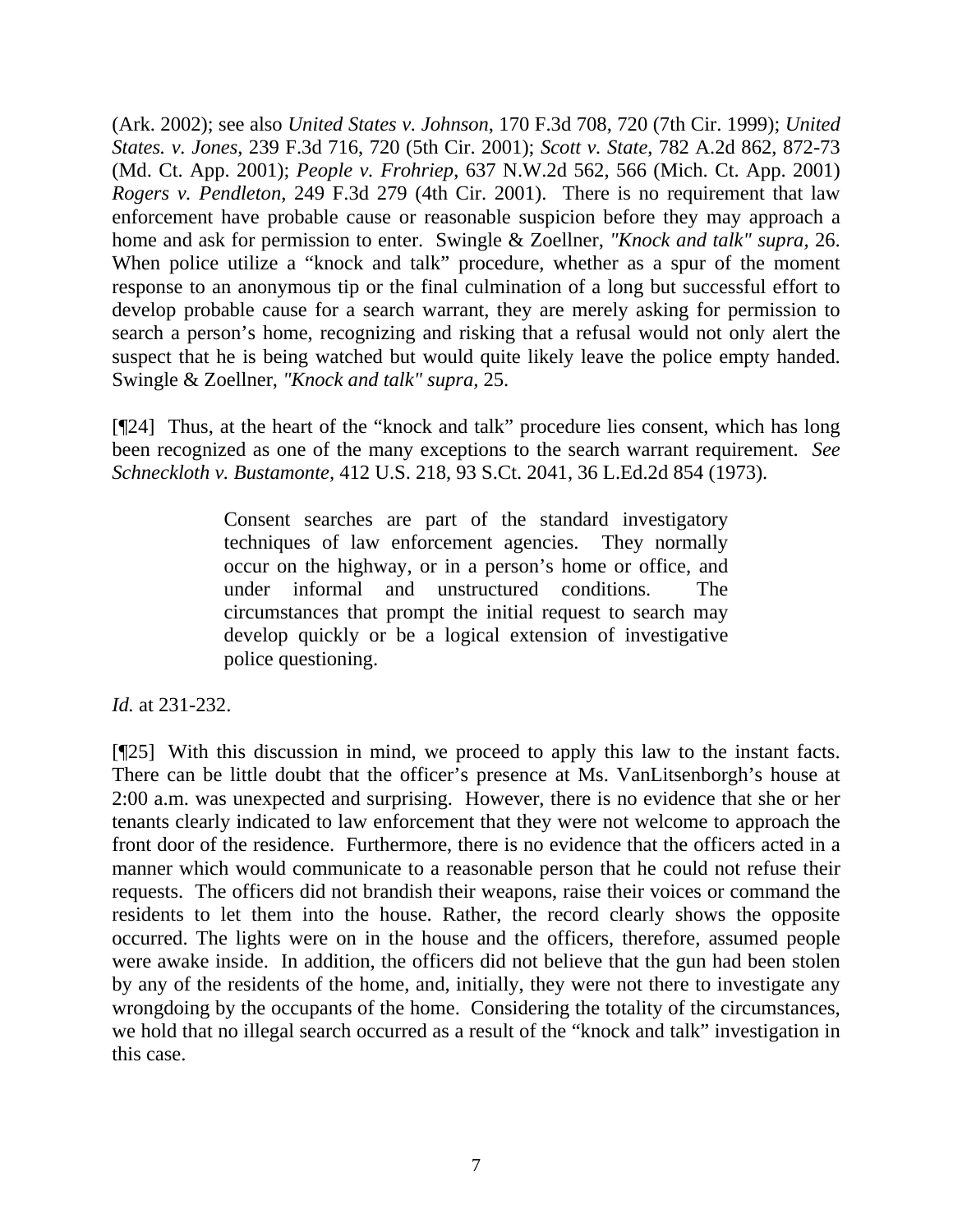(Ark. 2002); see also *United States v. Johnson*, 170 F.3d 708, 720 (7th Cir. 1999); *United States. v. Jones*, 239 F.3d 716, 720 (5th Cir. 2001); *Scott v. State*, 782 A.2d 862, 872-73 (Md. Ct. App. 2001); *People v. Frohriep*, 637 N.W.2d 562, 566 (Mich. Ct. App. 2001) *Rogers v. Pendleton*, 249 F.3d 279 (4th Cir. 2001). There is no requirement that law enforcement have probable cause or reasonable suspicion before they may approach a home and ask for permission to enter. Swingle & Zoellner, *"Knock and talk" supra*, 26. When police utilize a "knock and talk" procedure, whether as a spur of the moment response to an anonymous tip or the final culmination of a long but successful effort to develop probable cause for a search warrant, they are merely asking for permission to search a person's home, recognizing and risking that a refusal would not only alert the suspect that he is being watched but would quite likely leave the police empty handed. Swingle & Zoellner, *"Knock and talk" supra,* 25.

[¶24] Thus, at the heart of the "knock and talk" procedure lies consent, which has long been recognized as one of the many exceptions to the search warrant requirement. *See Schneckloth v. Bustamonte,* 412 U.S. 218, 93 S.Ct. 2041, 36 L.Ed.2d 854 (1973).

> Consent searches are part of the standard investigatory techniques of law enforcement agencies. They normally occur on the highway, or in a person's home or office, and under informal and unstructured conditions. The circumstances that prompt the initial request to search may develop quickly or be a logical extension of investigative police questioning.

*Id.* at 231-232.

[¶25] With this discussion in mind, we proceed to apply this law to the instant facts. There can be little doubt that the officer's presence at Ms. VanLitsenborgh's house at 2:00 a.m. was unexpected and surprising. However, there is no evidence that she or her tenants clearly indicated to law enforcement that they were not welcome to approach the front door of the residence. Furthermore, there is no evidence that the officers acted in a manner which would communicate to a reasonable person that he could not refuse their requests. The officers did not brandish their weapons, raise their voices or command the residents to let them into the house. Rather, the record clearly shows the opposite occurred. The lights were on in the house and the officers, therefore, assumed people were awake inside. In addition, the officers did not believe that the gun had been stolen by any of the residents of the home, and, initially, they were not there to investigate any wrongdoing by the occupants of the home. Considering the totality of the circumstances, we hold that no illegal search occurred as a result of the "knock and talk" investigation in this case.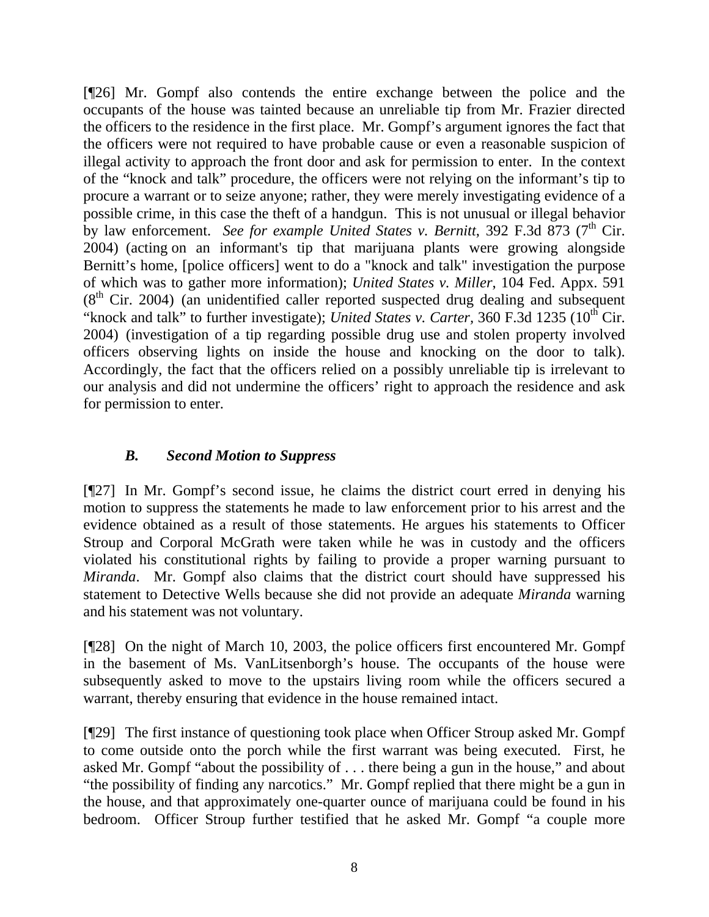[¶26] Mr. Gompf also contends the entire exchange between the police and the occupants of the house was tainted because an unreliable tip from Mr. Frazier directed the officers to the residence in the first place. Mr. Gompf's argument ignores the fact that the officers were not required to have probable cause or even a reasonable suspicion of illegal activity to approach the front door and ask for permission to enter. In the context of the "knock and talk" procedure, the officers were not relying on the informant's tip to procure a warrant or to seize anyone; rather, they were merely investigating evidence of a possible crime, in this case the theft of a handgun. This is not unusual or illegal behavior by law enforcement. *See for example United States v. Bernitt*, 392 F.3d 873 (7th Cir. 2004) (acting on an informant's tip that marijuana plants were growing alongside Bernitt's home, [police officers] went to do a "knock and talk" investigation the purpose of which was to gather more information); *United States v. Miller*, 104 Fed. Appx. 591 (8th Cir. 2004) (an unidentified caller reported suspected drug dealing and subsequent "knock and talk" to further investigate); *United States v. Carter*, 360 F.3d 1235 (10th Cir. 2004) (investigation of a tip regarding possible drug use and stolen property involved officers observing lights on inside the house and knocking on the door to talk). Accordingly, the fact that the officers relied on a possibly unreliable tip is irrelevant to our analysis and did not undermine the officers' right to approach the residence and ask for permission to enter.

### *B. Second Motion to Suppress*

[¶27] In Mr. Gompf's second issue, he claims the district court erred in denying his motion to suppress the statements he made to law enforcement prior to his arrest and the evidence obtained as a result of those statements. He argues his statements to Officer Stroup and Corporal McGrath were taken while he was in custody and the officers violated his constitutional rights by failing to provide a proper warning pursuant to *Miranda*. Mr. Gompf also claims that the district court should have suppressed his statement to Detective Wells because she did not provide an adequate *Miranda* warning and his statement was not voluntary.

[¶28] On the night of March 10, 2003, the police officers first encountered Mr. Gompf in the basement of Ms. VanLitsenborgh's house. The occupants of the house were subsequently asked to move to the upstairs living room while the officers secured a warrant, thereby ensuring that evidence in the house remained intact.

[¶29] The first instance of questioning took place when Officer Stroup asked Mr. Gompf to come outside onto the porch while the first warrant was being executed. First, he asked Mr. Gompf "about the possibility of . . . there being a gun in the house," and about "the possibility of finding any narcotics." Mr. Gompf replied that there might be a gun in the house, and that approximately one-quarter ounce of marijuana could be found in his bedroom. Officer Stroup further testified that he asked Mr. Gompf "a couple more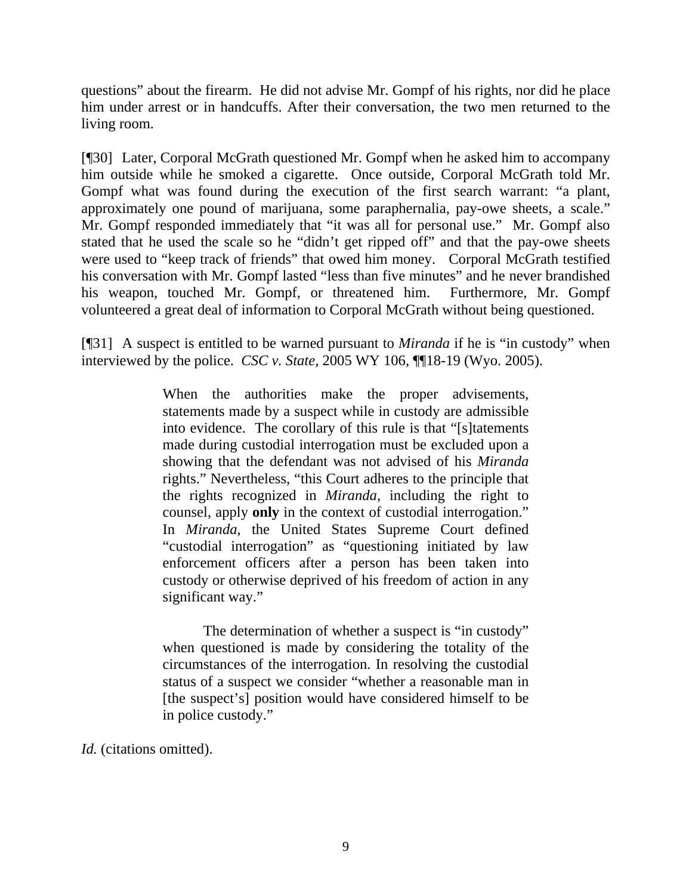questions" about the firearm. He did not advise Mr. Gompf of his rights, nor did he place him under arrest or in handcuffs. After their conversation, the two men returned to the living room.

[¶30] Later, Corporal McGrath questioned Mr. Gompf when he asked him to accompany him outside while he smoked a cigarette. Once outside, Corporal McGrath told Mr. Gompf what was found during the execution of the first search warrant: "a plant, approximately one pound of marijuana, some paraphernalia, pay-owe sheets, a scale." Mr. Gompf responded immediately that "it was all for personal use." Mr. Gompf also stated that he used the scale so he "didn't get ripped off" and that the pay-owe sheets were used to "keep track of friends" that owed him money. Corporal McGrath testified his conversation with Mr. Gompf lasted "less than five minutes" and he never brandished his weapon, touched Mr. Gompf, or threatened him. Furthermore, Mr. Gompf volunteered a great deal of information to Corporal McGrath without being questioned.

[¶31] A suspect is entitled to be warned pursuant to *Miranda* if he is "in custody" when interviewed by the police. *CSC v. State*, 2005 WY 106, ¶¶18-19 (Wyo. 2005).

> When the authorities make the proper advisements, statements made by a suspect while in custody are admissible into evidence. The corollary of this rule is that "[s]tatements made during custodial interrogation must be excluded upon a showing that the defendant was not advised of his *Miranda* rights." Nevertheless, "this Court adheres to the principle that the rights recognized in *Miranda*, including the right to counsel, apply **only** in the context of custodial interrogation." In *Miranda*, the United States Supreme Court defined "custodial interrogation" as "questioning initiated by law enforcement officers after a person has been taken into custody or otherwise deprived of his freedom of action in any significant way."
>
> The determination of whether a suspect is "in custody" when questioned is made by considering the totality of the circumstances of the interrogation. In resolving the custodial status of a suspect we consider "whether a reasonable man in [the suspect's] position would have considered himself to be in police custody."

*Id.* (citations omitted).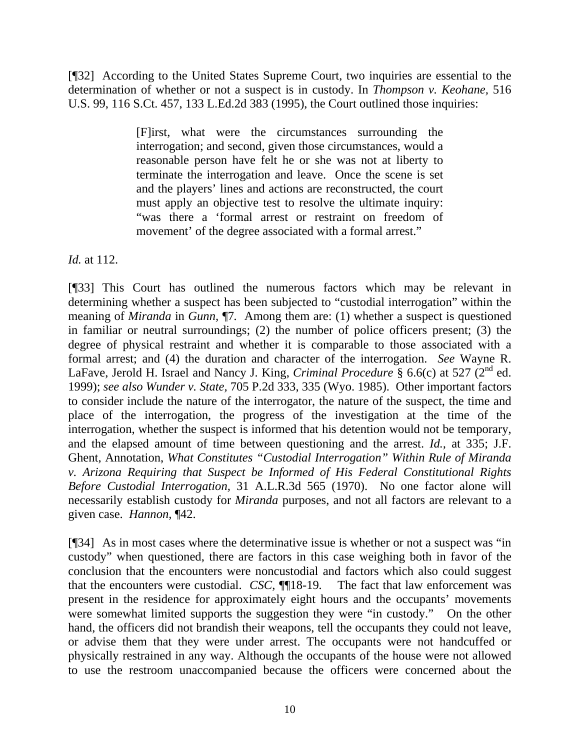[¶32] According to the United States Supreme Court, two inquiries are essential to the determination of whether or not a suspect is in custody. In *Thompson v. Keohane,* 516 U.S. 99, 116 S.Ct. 457, 133 L.Ed.2d 383 (1995), the Court outlined those inquiries:

> [F]irst, what were the circumstances surrounding the interrogation; and second, given those circumstances, would a reasonable person have felt he or she was not at liberty to terminate the interrogation and leave. Once the scene is set and the players' lines and actions are reconstructed, the court must apply an objective test to resolve the ultimate inquiry: "was there a 'formal arrest or restraint on freedom of movement' of the degree associated with a formal arrest."

*Id.* at 112.

[¶33] This Court has outlined the numerous factors which may be relevant in determining whether a suspect has been subjected to "custodial interrogation" within the meaning of *Miranda* in *Gunn,* ¶7. Among them are: (1) whether a suspect is questioned in familiar or neutral surroundings; (2) the number of police officers present; (3) the degree of physical restraint and whether it is comparable to those associated with a formal arrest; and (4) the duration and character of the interrogation. *See* Wayne R. LaFave, Jerold H. Israel and Nancy J. King, *Criminal Procedure* § 6.6(c) at 527 (2nd ed. 1999); *see also Wunder v. State,* 705 P.2d 333, 335 (Wyo. 1985). Other important factors to consider include the nature of the interrogator, the nature of the suspect, the time and place of the interrogation, the progress of the investigation at the time of the interrogation, whether the suspect is informed that his detention would not be temporary, and the elapsed amount of time between questioning and the arrest. *Id.,* at 335; J.F. Ghent, Annotation, *What Constitutes "Custodial Interrogation" Within Rule of Miranda v. Arizona Requiring that Suspect be Informed of His Federal Constitutional Rights Before Custodial Interrogation,* 31 A.L.R.3d 565 (1970). No one factor alone will necessarily establish custody for *Miranda* purposes, and not all factors are relevant to a given case. *Hannon,* ¶42.

[¶34] As in most cases where the determinative issue is whether or not a suspect was "in custody" when questioned, there are factors in this case weighing both in favor of the conclusion that the encounters were noncustodial and factors which also could suggest that the encounters were custodial. *CSC,* ¶¶18-19. The fact that law enforcement was present in the residence for approximately eight hours and the occupants' movements were somewhat limited supports the suggestion they were "in custody." On the other hand, the officers did not brandish their weapons, tell the occupants they could not leave, or advise them that they were under arrest. The occupants were not handcuffed or physically restrained in any way. Although the occupants of the house were not allowed to use the restroom unaccompanied because the officers were concerned about the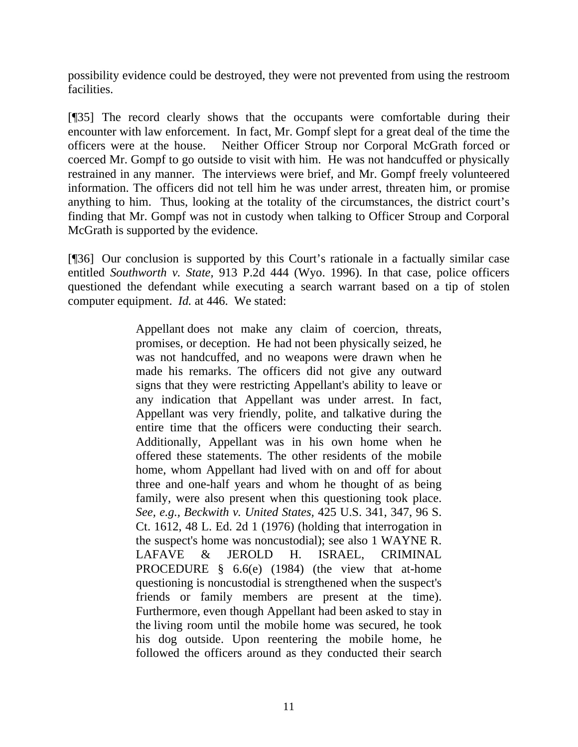possibility evidence could be destroyed, they were not prevented from using the restroom facilities.

[¶35] The record clearly shows that the occupants were comfortable during their encounter with law enforcement. In fact, Mr. Gompf slept for a great deal of the time the officers were at the house. Neither Officer Stroup nor Corporal McGrath forced or coerced Mr. Gompf to go outside to visit with him. He was not handcuffed or physically restrained in any manner. The interviews were brief, and Mr. Gompf freely volunteered information. The officers did not tell him he was under arrest, threaten him, or promise anything to him. Thus, looking at the totality of the circumstances, the district court's finding that Mr. Gompf was not in custody when talking to Officer Stroup and Corporal McGrath is supported by the evidence.

[¶36] Our conclusion is supported by this Court's rationale in a factually similar case entitled *Southworth v. State*, 913 P.2d 444 (Wyo. 1996). In that case, police officers questioned the defendant while executing a search warrant based on a tip of stolen computer equipment. *Id.* at 446. We stated:

> Appellant does not make any claim of coercion, threats, promises, or deception. He had not been physically seized, he was not handcuffed, and no weapons were drawn when he made his remarks. The officers did not give any outward signs that they were restricting Appellant's ability to leave or any indication that Appellant was under arrest. In fact, Appellant was very friendly, polite, and talkative during the entire time that the officers were conducting their search. Additionally, Appellant was in his own home when he offered these statements. The other residents of the mobile home, whom Appellant had lived with on and off for about three and one-half years and whom he thought of as being family, were also present when this questioning took place. *See, e.g., Beckwith v. United States*, 425 U.S. 341, 347, 96 S. Ct. 1612, 48 L. Ed. 2d 1 (1976) (holding that interrogation in the suspect's home was noncustodial); see also 1 WAYNE R. LAFAVE & JEROLD H. ISRAEL, CRIMINAL PROCEDURE § 6.6(e) (1984) (the view that at-home questioning is noncustodial is strengthened when the suspect's friends or family members are present at the time). Furthermore, even though Appellant had been asked to stay in the living room until the mobile home was secured, he took his dog outside. Upon reentering the mobile home, he followed the officers around as they conducted their search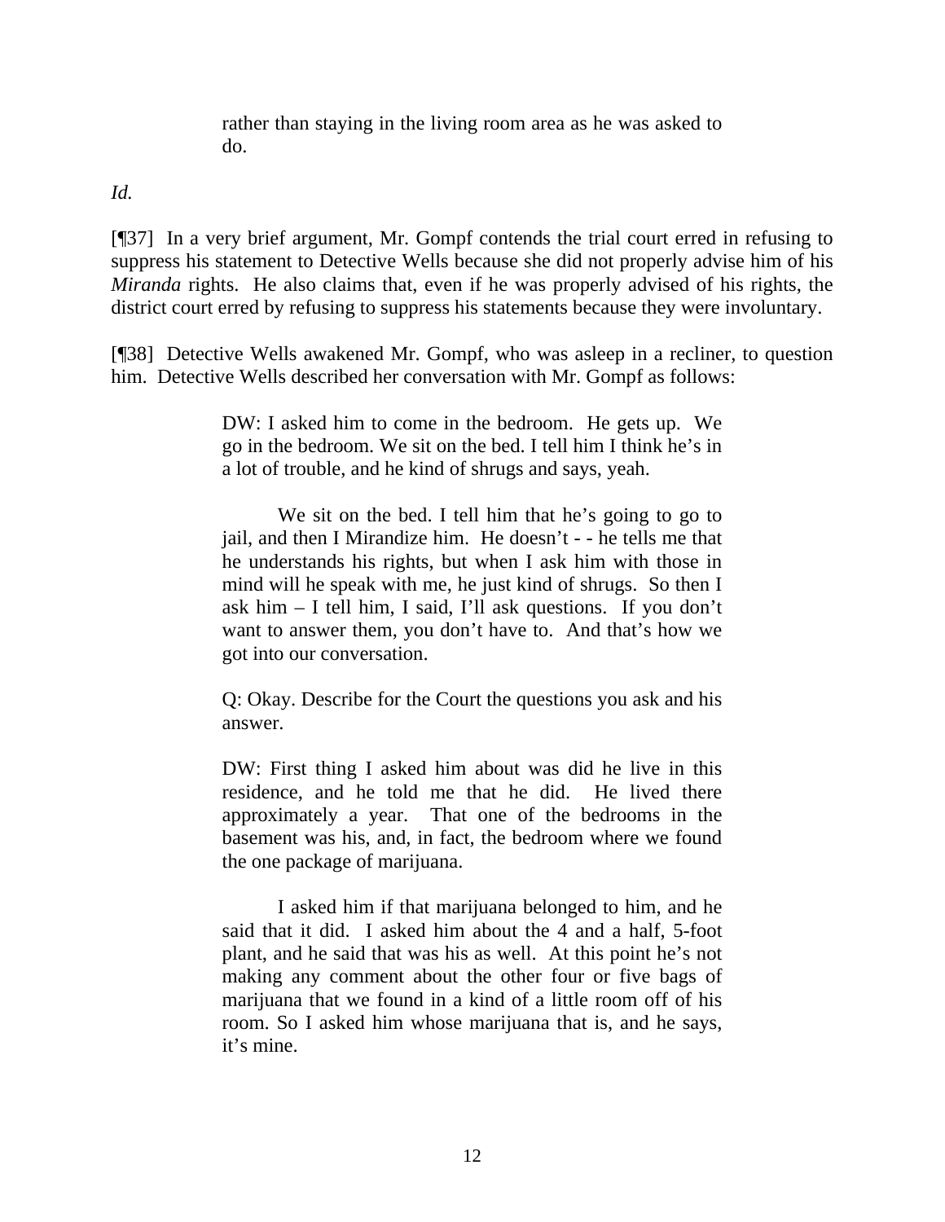> rather than staying in the living room area as he was asked to do.

*Id.*

[¶37] In a very brief argument, Mr. Gompf contends the trial court erred in refusing to suppress his statement to Detective Wells because she did not properly advise him of his *Miranda* rights. He also claims that, even if he was properly advised of his rights, the district court erred by refusing to suppress his statements because they were involuntary.

[¶38] Detective Wells awakened Mr. Gompf, who was asleep in a recliner, to question him. Detective Wells described her conversation with Mr. Gompf as follows:

> DW: I asked him to come in the bedroom. He gets up. We go in the bedroom. We sit on the bed. I tell him I think he's in a lot of trouble, and he kind of shrugs and says, yeah.
>
> We sit on the bed. I tell him that he's going to go to jail, and then I Mirandize him. He doesn't - - he tells me that he understands his rights, but when I ask him with those in mind will he speak with me, he just kind of shrugs. So then I ask him – I tell him, I said, I'll ask questions. If you don't want to answer them, you don't have to. And that's how we got into our conversation.
>
> Q: Okay. Describe for the Court the questions you ask and his answer.
>
> DW: First thing I asked him about was did he live in this residence, and he told me that he did. He lived there approximately a year. That one of the bedrooms in the basement was his, and, in fact, the bedroom where we found the one package of marijuana.
>
> I asked him if that marijuana belonged to him, and he said that it did. I asked him about the 4 and a half, 5-foot plant, and he said that was his as well. At this point he's not making any comment about the other four or five bags of marijuana that we found in a kind of a little room off of his room. So I asked him whose marijuana that is, and he says, it's mine.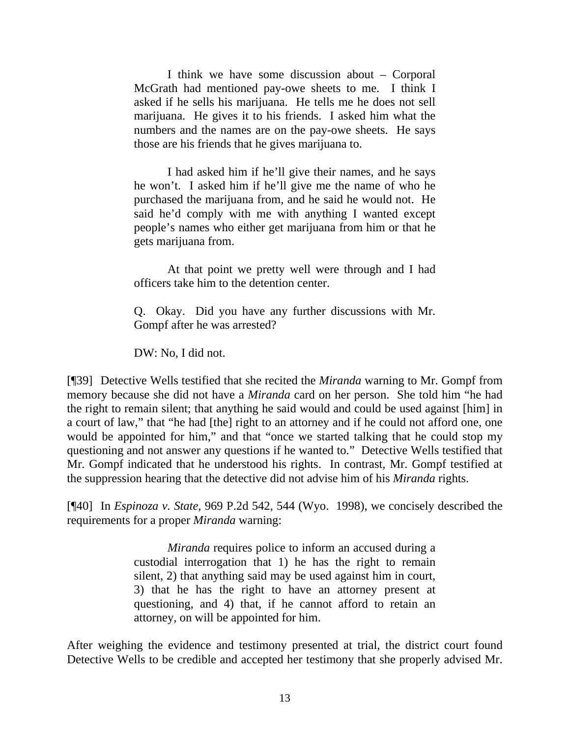> I think we have some discussion about – Corporal McGrath had mentioned pay-owe sheets to me. I think I asked if he sells his marijuana. He tells me he does not sell marijuana. He gives it to his friends. I asked him what the numbers and the names are on the pay-owe sheets. He says those are his friends that he gives marijuana to.
>
> I had asked him if he'll give their names, and he says he won't. I asked him if he'll give me the name of who he purchased the marijuana from, and he said he would not. He said he'd comply with me with anything I wanted except people's names who either get marijuana from him or that he gets marijuana from.
>
> At that point we pretty well were through and I had officers take him to the detention center.
>
> Q. Okay. Did you have any further discussions with Mr. Gompf after he was arrested?
>
> DW: No, I did not.

[¶39] Detective Wells testified that she recited the *Miranda* warning to Mr. Gompf from memory because she did not have a *Miranda* card on her person. She told him "he had the right to remain silent; that anything he said would and could be used against [him] in a court of law," that "he had [the] right to an attorney and if he could not afford one, one would be appointed for him," and that "once we started talking that he could stop my questioning and not answer any questions if he wanted to." Detective Wells testified that Mr. Gompf indicated that he understood his rights. In contrast, Mr. Gompf testified at the suppression hearing that the detective did not advise him of his *Miranda* rights.

[¶40] In *Espinoza v. State*, 969 P.2d 542, 544 (Wyo. 1998), we concisely described the requirements for a proper *Miranda* warning:

> *Miranda* requires police to inform an accused during a custodial interrogation that 1) he has the right to remain silent, 2) that anything said may be used against him in court, 3) that he has the right to have an attorney present at questioning, and 4) that, if he cannot afford to retain an attorney, on will be appointed for him.

After weighing the evidence and testimony presented at trial, the district court found Detective Wells to be credible and accepted her testimony that she properly advised Mr.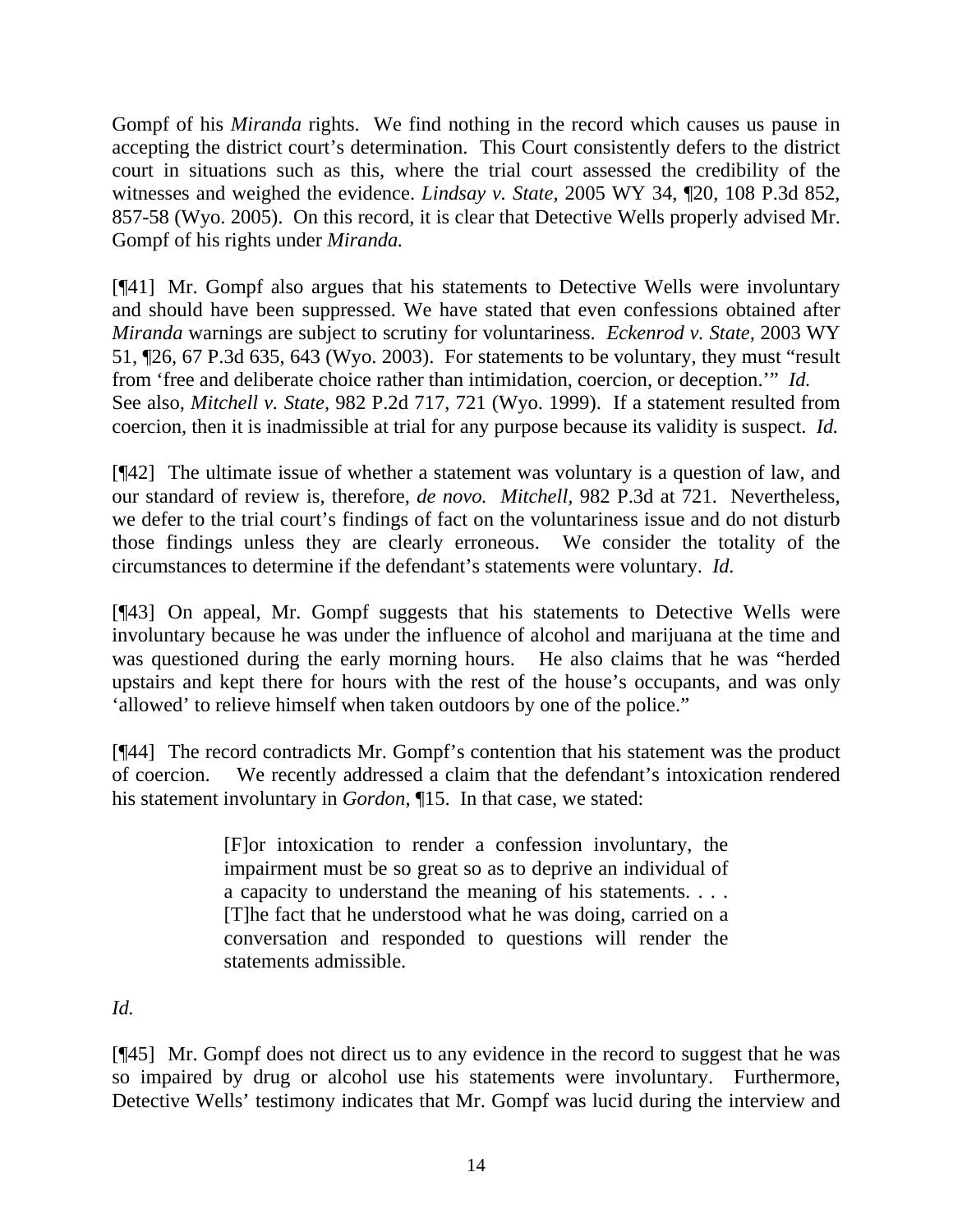Gompf of his *Miranda* rights. We find nothing in the record which causes us pause in accepting the district court's determination. This Court consistently defers to the district court in situations such as this, where the trial court assessed the credibility of the witnesses and weighed the evidence. *Lindsay v. State,* 2005 WY 34, ¶20, 108 P.3d 852, 857-58 (Wyo. 2005). On this record, it is clear that Detective Wells properly advised Mr. Gompf of his rights under *Miranda.*

[¶41] Mr. Gompf also argues that his statements to Detective Wells were involuntary and should have been suppressed. We have stated that even confessions obtained after *Miranda* warnings are subject to scrutiny for voluntariness. *Eckenrod v. State,* 2003 WY 51, ¶26, 67 P.3d 635, 643 (Wyo. 2003). For statements to be voluntary, they must "result from 'free and deliberate choice rather than intimidation, coercion, or deception.'" *Id.* See also, *Mitchell v. State,* 982 P.2d 717, 721 (Wyo. 1999). If a statement resulted from coercion, then it is inadmissible at trial for any purpose because its validity is suspect. *Id.*

[¶42] The ultimate issue of whether a statement was voluntary is a question of law, and our standard of review is, therefore, *de novo. Mitchell,* 982 P.3d at 721. Nevertheless, we defer to the trial court's findings of fact on the voluntariness issue and do not disturb those findings unless they are clearly erroneous. We consider the totality of the circumstances to determine if the defendant's statements were voluntary. *Id.*

[¶43] On appeal, Mr. Gompf suggests that his statements to Detective Wells were involuntary because he was under the influence of alcohol and marijuana at the time and was questioned during the early morning hours. He also claims that he was "herded upstairs and kept there for hours with the rest of the house's occupants, and was only 'allowed' to relieve himself when taken outdoors by one of the police."

[¶44] The record contradicts Mr. Gompf's contention that his statement was the product of coercion. We recently addressed a claim that the defendant's intoxication rendered his statement involuntary in *Gordon,* ¶15. In that case, we stated:

> [F]or intoxication to render a confession involuntary, the impairment must be so great so as to deprive an individual of a capacity to understand the meaning of his statements. . . . [T]he fact that he understood what he was doing, carried on a conversation and responded to questions will render the statements admissible.

*Id.*

[¶45] Mr. Gompf does not direct us to any evidence in the record to suggest that he was so impaired by drug or alcohol use his statements were involuntary. Furthermore, Detective Wells' testimony indicates that Mr. Gompf was lucid during the interview and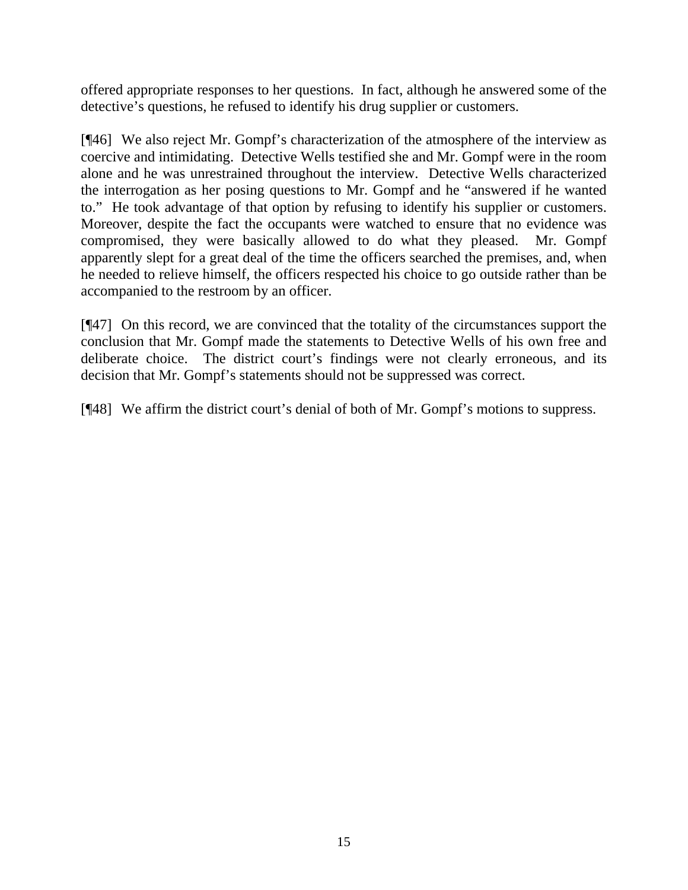offered appropriate responses to her questions. In fact, although he answered some of the detective's questions, he refused to identify his drug supplier or customers.

[¶46] We also reject Mr. Gompf's characterization of the atmosphere of the interview as coercive and intimidating. Detective Wells testified she and Mr. Gompf were in the room alone and he was unrestrained throughout the interview. Detective Wells characterized the interrogation as her posing questions to Mr. Gompf and he "answered if he wanted to." He took advantage of that option by refusing to identify his supplier or customers. Moreover, despite the fact the occupants were watched to ensure that no evidence was compromised, they were basically allowed to do what they pleased. Mr. Gompf apparently slept for a great deal of the time the officers searched the premises, and, when he needed to relieve himself, the officers respected his choice to go outside rather than be accompanied to the restroom by an officer.

[¶47] On this record, we are convinced that the totality of the circumstances support the conclusion that Mr. Gompf made the statements to Detective Wells of his own free and deliberate choice. The district court's findings were not clearly erroneous, and its decision that Mr. Gompf's statements should not be suppressed was correct.

[¶48] We affirm the district court's denial of both of Mr. Gompf's motions to suppress.